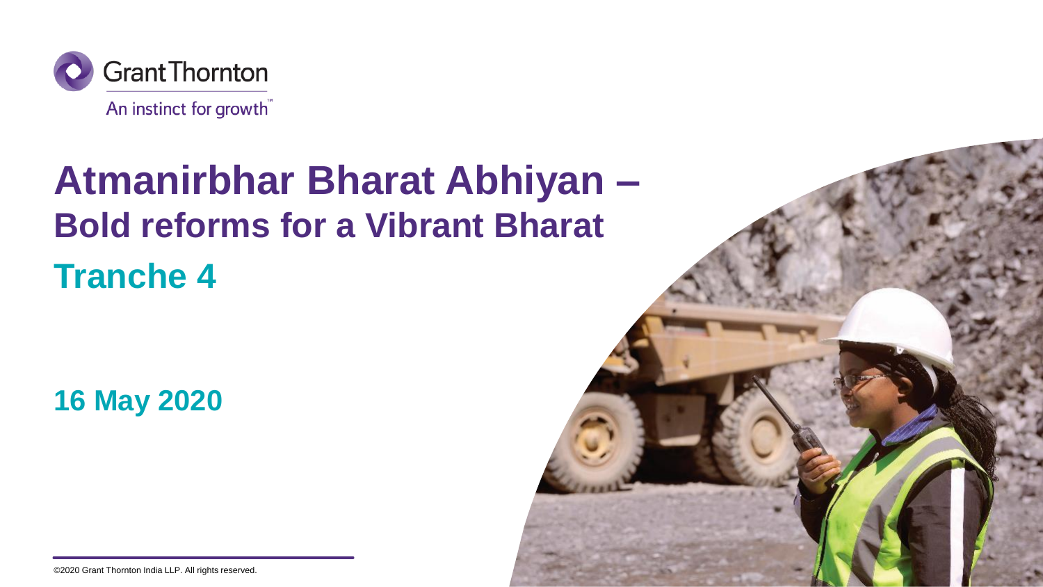Grant Thornton

An instinct for growth™

# Atmanirbhar Bharat Abhiyan –
## Bold reforms for a Vibrant Bharat
## Tranche 4

**16 May 2020**

©2020 Grant Thornton India LLP. All rights reserved.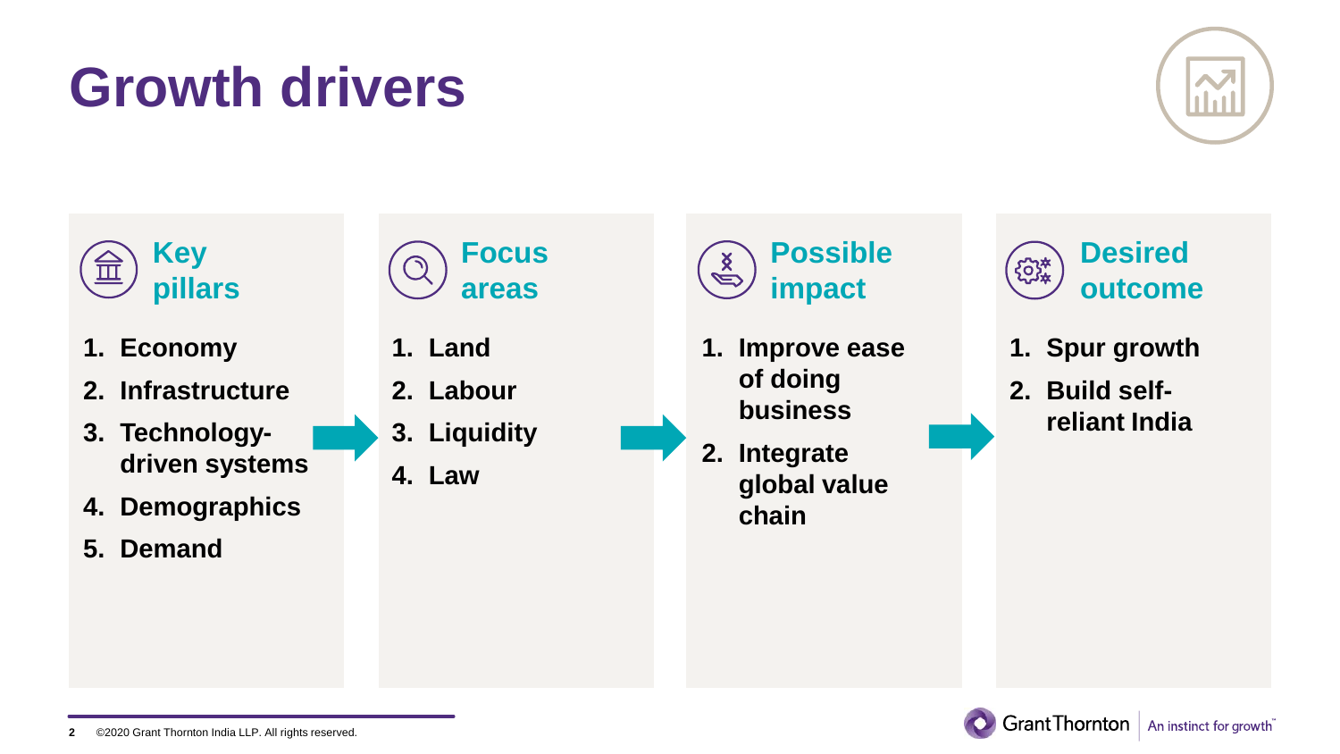# Growth drivers

### Key pillars

1. Economy
2. Infrastructure
3. Technology-driven systems
4. Demographics
5. Demand

### Focus areas

1. Land
2. Labour
3. Liquidity
4. Law

### Possible impact

1. Improve ease of doing business
2. Integrate global value chain

### Desired outcome

1. Spur growth
2. Build self-reliant India

©2020 Grant Thornton India LLP. All rights reserved.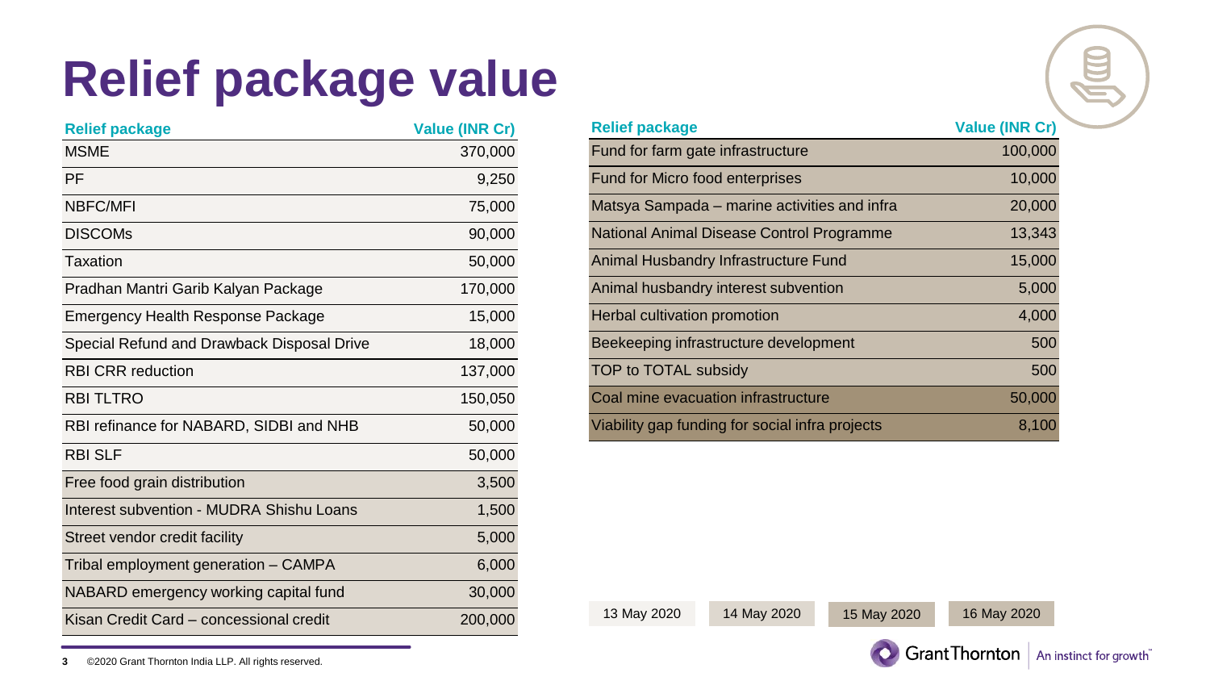# Relief package value

| Relief package | Value (INR Cr) |
|---|---|
| MSME | 370,000 |
| PF | 9,250 |
| NBFC/MFI | 75,000 |
| DISCOMs | 90,000 |
| Taxation | 50,000 |
| Pradhan Mantri Garib Kalyan Package | 170,000 |
| Emergency Health Response Package | 15,000 |
| Special Refund and Drawback Disposal Drive | 18,000 |
| RBI CRR reduction | 137,000 |
| RBI TLTRO | 150,050 |
| RBI refinance for NABARD, SIDBI and NHB | 50,000 |
| RBI SLF | 50,000 |
| Free food grain distribution | 3,500 |
| Interest subvention - MUDRA Shishu Loans | 1,500 |
| Street vendor credit facility | 5,000 |
| Tribal employment generation – CAMPA | 6,000 |
| NABARD emergency working capital fund | 30,000 |
| Kisan Credit Card – concessional credit | 200,000 |

| Relief package | Value (INR Cr) |
|---|---|
| Fund for farm gate infrastructure | 100,000 |
| Fund for Micro food enterprises | 10,000 |
| Matsya Sampada – marine activities and infra | 20,000 |
| National Animal Disease Control Programme | 13,343 |
| Animal Husbandry Infrastructure Fund | 15,000 |
| Animal husbandry interest subvention | 5,000 |
| Herbal cultivation promotion | 4,000 |
| Beekeeping infrastructure development | 500 |
| TOP to TOTAL subsidy | 500 |
| Coal mine evacuation infrastructure | 50,000 |
| Viability gap funding for social infra projects | 8,100 |

13 May 2020 | 14 May 2020 | 15 May 2020 | 16 May 2020

©2020 Grant Thornton India LLP. All rights reserved.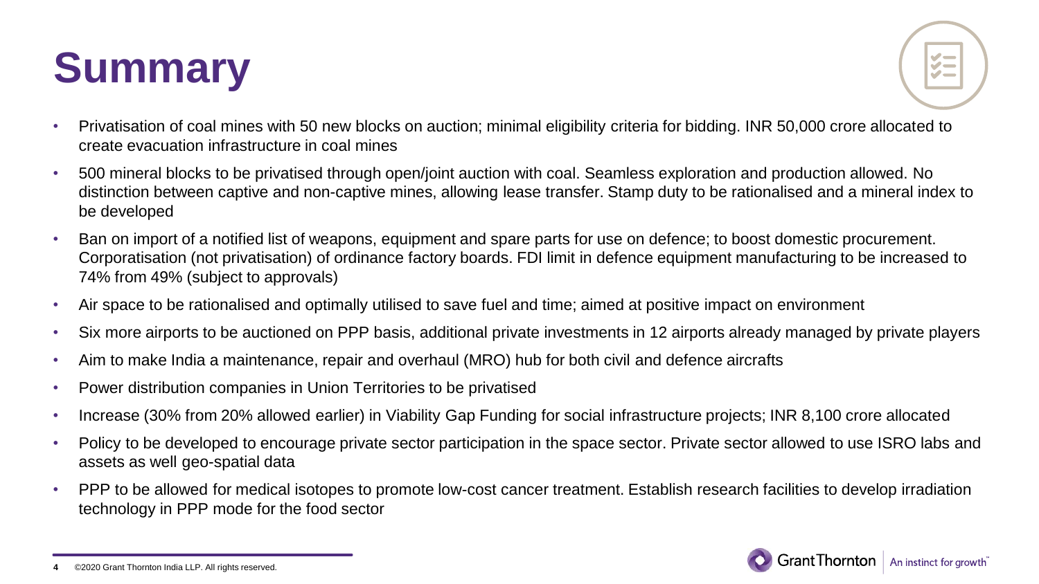# Summary

- Privatisation of coal mines with 50 new blocks on auction; minimal eligibility criteria for bidding. INR 50,000 crore allocated to create evacuation infrastructure in coal mines
- 500 mineral blocks to be privatised through open/joint auction with coal. Seamless exploration and production allowed. No distinction between captive and non-captive mines, allowing lease transfer. Stamp duty to be rationalised and a mineral index to be developed
- Ban on import of a notified list of weapons, equipment and spare parts for use on defence; to boost domestic procurement. Corporatisation (not privatisation) of ordinance factory boards. FDI limit in defence equipment manufacturing to be increased to 74% from 49% (subject to approvals)
- Air space to be rationalised and optimally utilised to save fuel and time; aimed at positive impact on environment
- Six more airports to be auctioned on PPP basis, additional private investments in 12 airports already managed by private players
- Aim to make India a maintenance, repair and overhaul (MRO) hub for both civil and defence aircrafts
- Power distribution companies in Union Territories to be privatised
- Increase (30% from 20% allowed earlier) in Viability Gap Funding for social infrastructure projects; INR 8,100 crore allocated
- Policy to be developed to encourage private sector participation in the space sector. Private sector allowed to use ISRO labs and assets as well geo-spatial data
- PPP to be allowed for medical isotopes to promote low-cost cancer treatment. Establish research facilities to develop irradiation technology in PPP mode for the food sector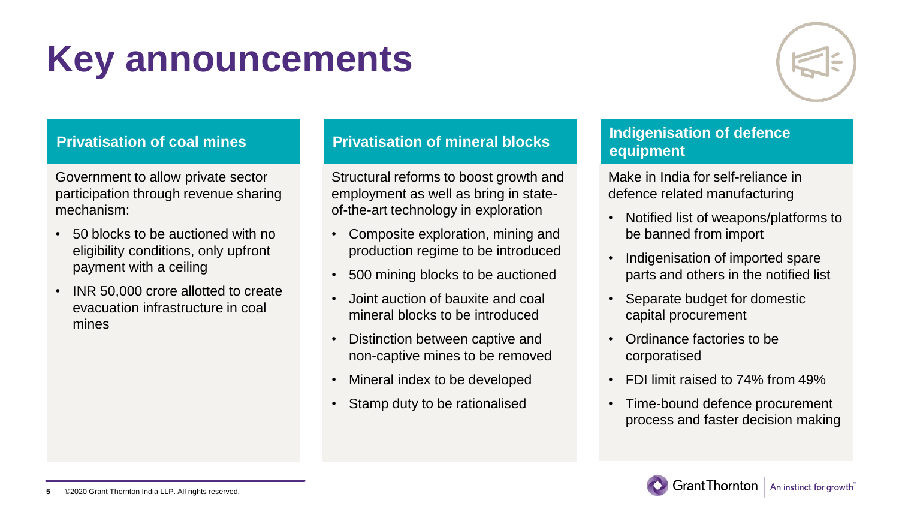# Key announcements

## Privatisation of coal mines

Government to allow private sector participation through revenue sharing mechanism:

- 50 blocks to be auctioned with no eligibility conditions, only upfront payment with a ceiling
- INR 50,000 crore allotted to create evacuation infrastructure in coal mines

## Privatisation of mineral blocks

Structural reforms to boost growth and employment as well as bring in state-of-the-art technology in exploration

- Composite exploration, mining and production regime to be introduced
- 500 mining blocks to be auctioned
- Joint auction of bauxite and coal mineral blocks to be introduced
- Distinction between captive and non-captive mines to be removed
- Mineral index to be developed
- Stamp duty to be rationalised

## Indigenisation of defence equipment

Make in India for self-reliance in defence related manufacturing

- Notified list of weapons/platforms to be banned from import
- Indigenisation of imported spare parts and others in the notified list
- Separate budget for domestic capital procurement
- Ordinance factories to be corporatised
- FDI limit raised to 74% from 49%
- Time-bound defence procurement process and faster decision making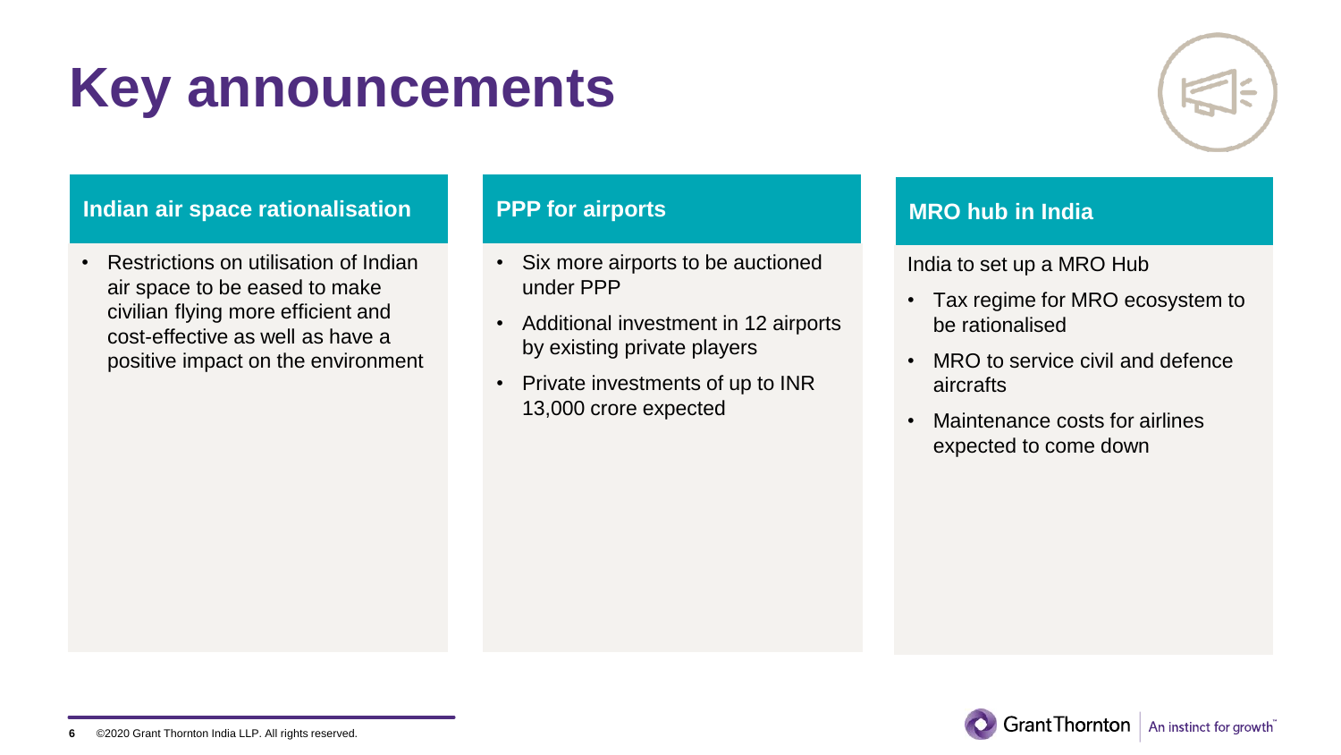# Key announcements

## Indian air space rationalisation

- Restrictions on utilisation of Indian air space to be eased to make civilian flying more efficient and cost-effective as well as have a positive impact on the environment

## PPP for airports

- Six more airports to be auctioned under PPP
- Additional investment in 12 airports by existing private players
- Private investments of up to INR 13,000 crore expected

## MRO hub in India

India to set up a MRO Hub

- Tax regime for MRO ecosystem to be rationalised
- MRO to service civil and defence aircrafts
- Maintenance costs for airlines expected to come down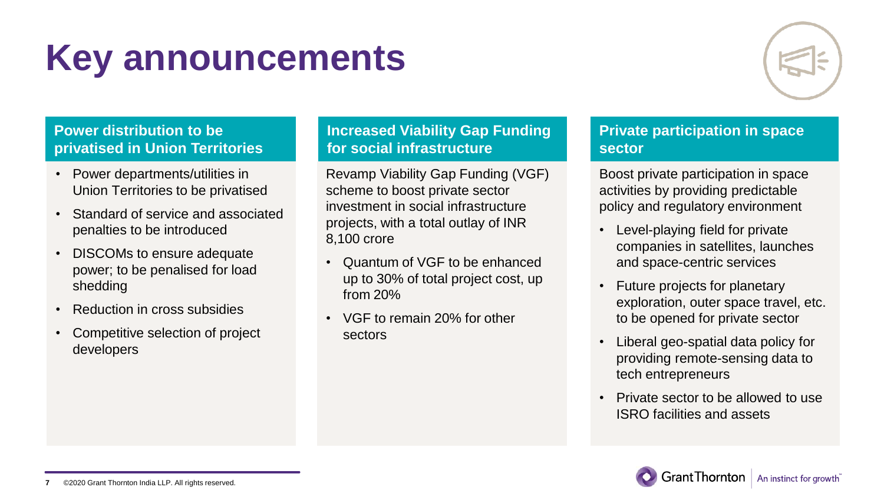# Key announcements

## Power distribution to be privatised in Union Territories

- Power departments/utilities in Union Territories to be privatised
- Standard of service and associated penalties to be introduced
- DISCOMs to ensure adequate power; to be penalised for load shedding
- Reduction in cross subsidies
- Competitive selection of project developers

## Increased Viability Gap Funding for social infrastructure

Revamp Viability Gap Funding (VGF) scheme to boost private sector investment in social infrastructure projects, with a total outlay of INR 8,100 crore

- Quantum of VGF to be enhanced up to 30% of total project cost, up from 20%
- VGF to remain 20% for other sectors

## Private participation in space sector

Boost private participation in space activities by providing predictable policy and regulatory environment

- Level-playing field for private companies in satellites, launches and space-centric services
- Future projects for planetary exploration, outer space travel, etc. to be opened for private sector
- Liberal geo-spatial data policy for providing remote-sensing data to tech entrepreneurs
- Private sector to be allowed to use ISRO facilities and assets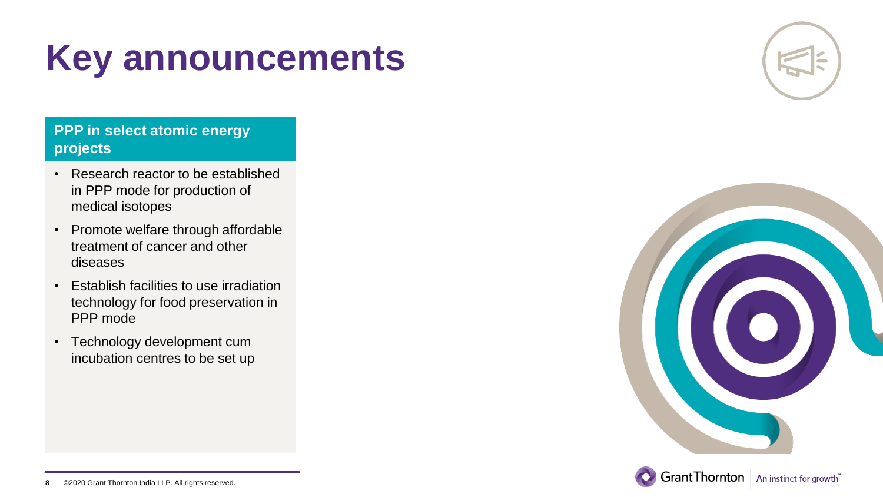# Key announcements

## PPP in select atomic energy projects

- Research reactor to be established in PPP mode for production of medical isotopes
- Promote welfare through affordable treatment of cancer and other diseases
- Establish facilities to use irradiation technology for food preservation in PPP mode
- Technology development cum incubation centres to be set up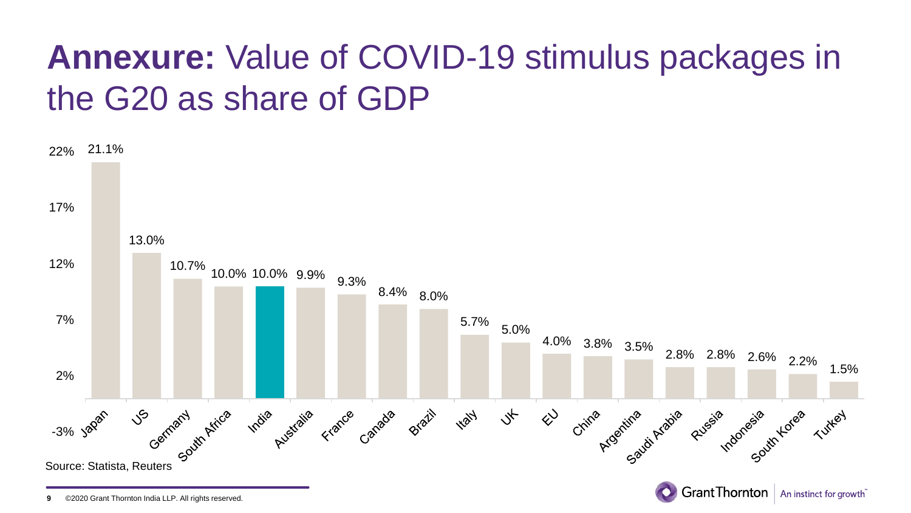# **Annexure:** Value of COVID-19 stimulus packages in the G20 as share of GDP

| Country | Value of stimulus package (% of GDP) |
| --- | --- |
| Japan | 21.1% |
| US | 13.0% |
| Germany | 10.7% |
| South Africa | 10.0% |
| India | 10.0% |
| Australia | 9.9% |
| France | 9.3% |
| Canada | 8.4% |
| Brazil | 8.0% |
| Italy | 5.7% |
| UK | 5.0% |
| EU | 4.0% |
| China | 3.8% |
| Argentina | 3.5% |
| Saudi Arabia | 2.8% |
| Russia | 2.8% |
| Indonesia | 2.6% |
| South Korea | 2.2% |
| Turkey | 1.5% |

Source: Statista, Reuters

©2020 Grant Thornton India LLP. All rights reserved.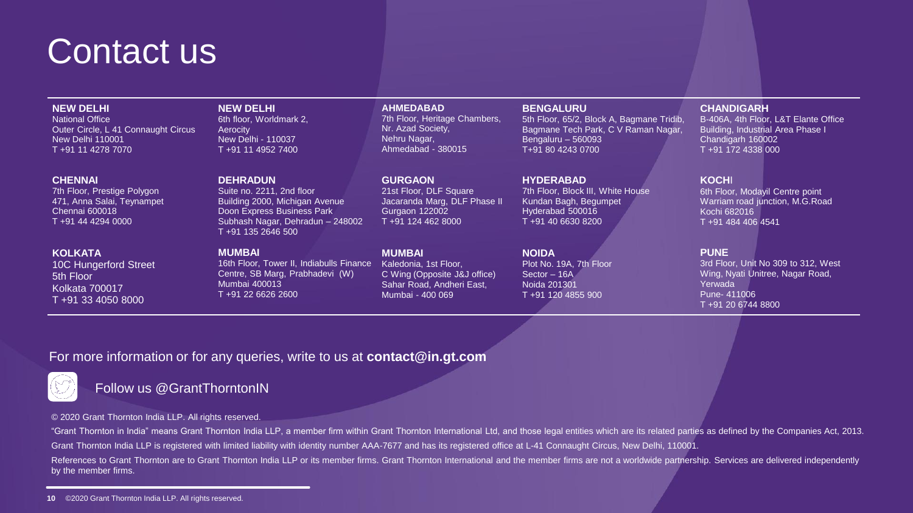# Contact us

**NEW DELHI**
National Office
Outer Circle, L 41 Connaught Circus
New Delhi 110001
T +91 11 4278 7070

**NEW DELHI**
6th floor, Worldmark 2,
Aerocity
New Delhi - 110037
T +91 11 4952 7400

**AHMEDABAD**
7th Floor, Heritage Chambers,
Nr. Azad Society,
Nehru Nagar,
Ahmedabad - 380015

**BENGALURU**
5th Floor, 65/2, Block A, Bagmane Tridib,
Bagmane Tech Park, C V Raman Nagar,
Bengaluru – 560093
T+91 80 4243 0700

**CHANDIGARH**
B-406A, 4th Floor, L&T Elante Office
Building, Industrial Area Phase I
Chandigarh 160002
T +91 172 4338 000

**CHENNAI**
7th Floor, Prestige Polygon
471, Anna Salai, Teynampet
Chennai 600018
T +91 44 4294 0000

**DEHRADUN**
Suite no. 2211, 2nd floor
Building 2000, Michigan Avenue
Doon Express Business Park
Subhash Nagar, Dehradun – 248002
T +91 135 2646 500

**GURGAON**
21st Floor, DLF Square
Jacaranda Marg, DLF Phase II
Gurgaon 122002
T +91 124 462 8000

**HYDERABAD**
7th Floor, Block III, White House
Kundan Bagh, Begumpet
Hyderabad 500016
T +91 40 6630 8200

**KOCHI**
6th Floor, Modayil Centre point
Warriam road junction, M.G.Road
Kochi 682016
T +91 484 406 4541

**KOLKATA**
10C Hungerford Street
5th Floor
Kolkata 700017
T +91 33 4050 8000

**MUMBAI**
16th Floor, Tower II, Indiabulls Finance
Centre, SB Marg, Prabhadevi (W)
Mumbai 400013
T +91 22 6626 2600

**MUMBAI**
Kaledonia, 1st Floor,
C Wing (Opposite J&J office)
Sahar Road, Andheri East,
Mumbai - 400 069

**NOIDA**
Plot No. 19A, 7th Floor
Sector – 16A
Noida 201301
T +91 120 4855 900

**PUNE**
3rd Floor, Unit No 309 to 312, West
Wing, Nyati Unitree, Nagar Road,
Yerwada
Pune- 411006
T +91 20 6744 8800

For more information or for any queries, write to us at **contact@in.gt.com**

Follow us @GrantThorntonIN

© 2020 Grant Thornton India LLP. All rights reserved.

"Grant Thornton in India" means Grant Thornton India LLP, a member firm within Grant Thornton International Ltd, and those legal entities which are its related parties as defined by the Companies Act, 2013.

Grant Thornton India LLP is registered with limited liability with identity number AAA-7677 and has its registered office at L-41 Connaught Circus, New Delhi, 110001.

References to Grant Thornton are to Grant Thornton India LLP or its member firms. Grant Thornton International and the member firms are not a worldwide partnership. Services are delivered independently by the member firms.